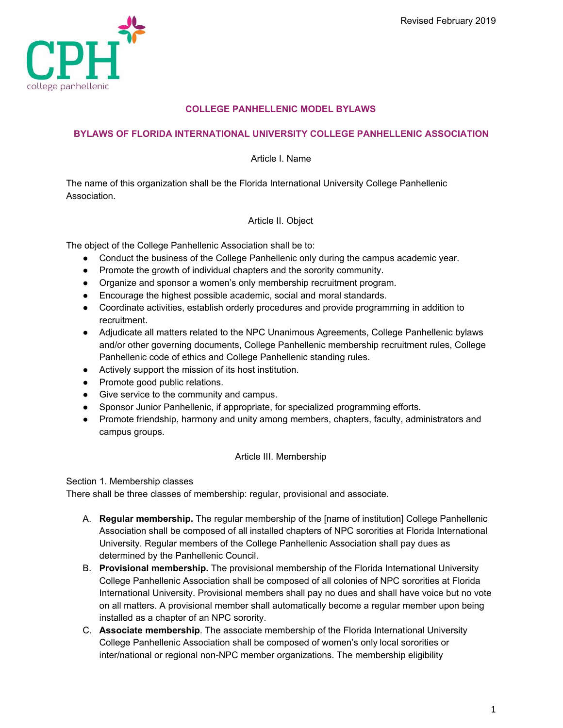Revised February 2019

CPH
college panhellenic

## COLLEGE PANHELLENIC MODEL BYLAWS

## BYLAWS OF FLORIDA INTERNATIONAL UNIVERSITY COLLEGE PANHELLENIC ASSOCIATION

### Article I. Name

The name of this organization shall be the Florida International University College Panhellenic Association.

### Article II. Object

The object of the College Panhellenic Association shall be to:

- Conduct the business of the College Panhellenic only during the campus academic year.
- Promote the growth of individual chapters and the sorority community.
- Organize and sponsor a women's only membership recruitment program.
- Encourage the highest possible academic, social and moral standards.
- Coordinate activities, establish orderly procedures and provide programming in addition to recruitment.
- Adjudicate all matters related to the NPC Unanimous Agreements, College Panhellenic bylaws and/or other governing documents, College Panhellenic membership recruitment rules, College Panhellenic code of ethics and College Panhellenic standing rules.
- Actively support the mission of its host institution.
- Promote good public relations.
- Give service to the community and campus.
- Sponsor Junior Panhellenic, if appropriate, for specialized programming efforts.
- Promote friendship, harmony and unity among members, chapters, faculty, administrators and campus groups.

### Article III. Membership

Section 1. Membership classes
There shall be three classes of membership: regular, provisional and associate.

A. **Regular membership.** The regular membership of the [name of institution] College Panhellenic Association shall be composed of all installed chapters of NPC sororities at Florida International University. Regular members of the College Panhellenic Association shall pay dues as determined by the Panhellenic Council.
B. **Provisional membership.** The provisional membership of the Florida International University College Panhellenic Association shall be composed of all colonies of NPC sororities at Florida International University. Provisional members shall pay no dues and shall have voice but no vote on all matters. A provisional member shall automatically become a regular member upon being installed as a chapter of an NPC sorority.
C. **Associate membership**. The associate membership of the Florida International University College Panhellenic Association shall be composed of women's only local sororities or inter/national or regional non-NPC member organizations. The membership eligibility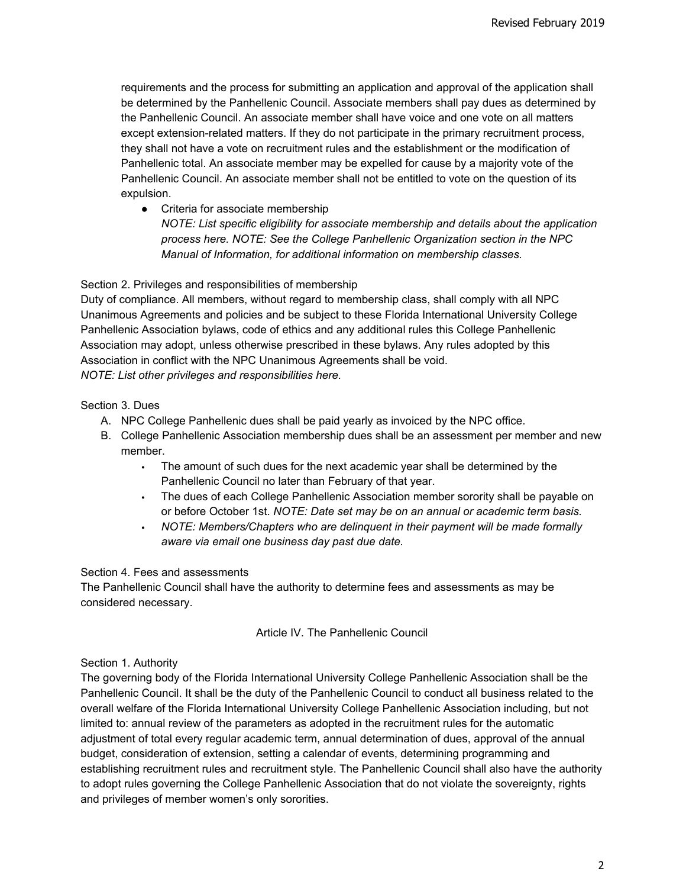requirements and the process for submitting an application and approval of the application shall be determined by the Panhellenic Council. Associate members shall pay dues as determined by the Panhellenic Council. An associate member shall have voice and one vote on all matters except extension-related matters. If they do not participate in the primary recruitment process, they shall not have a vote on recruitment rules and the establishment or the modification of Panhellenic total. An associate member may be expelled for cause by a majority vote of the Panhellenic Council. An associate member shall not be entitled to vote on the question of its expulsion.

- Criteria for associate membership
  *NOTE: List specific eligibility for associate membership and details about the application process here. NOTE: See the College Panhellenic Organization section in the NPC Manual of Information, for additional information on membership classes.*

Section 2. Privileges and responsibilities of membership

Duty of compliance. All members, without regard to membership class, shall comply with all NPC Unanimous Agreements and policies and be subject to these Florida International University College Panhellenic Association bylaws, code of ethics and any additional rules this College Panhellenic Association may adopt, unless otherwise prescribed in these bylaws. Any rules adopted by this Association in conflict with the NPC Unanimous Agreements shall be void.

*NOTE: List other privileges and responsibilities here.*

Section 3. Dues

A. NPC College Panhellenic dues shall be paid yearly as invoiced by the NPC office.
B. College Panhellenic Association membership dues shall be an assessment per member and new member.
   - The amount of such dues for the next academic year shall be determined by the Panhellenic Council no later than February of that year.
   - The dues of each College Panhellenic Association member sorority shall be payable on or before October 1st. *NOTE: Date set may be on an annual or academic term basis.*
   - *NOTE: Members/Chapters who are delinquent in their payment will be made formally aware via email one business day past due date.*

Section 4. Fees and assessments

The Panhellenic Council shall have the authority to determine fees and assessments as may be considered necessary.

## Article IV. The Panhellenic Council

Section 1. Authority

The governing body of the Florida International University College Panhellenic Association shall be the Panhellenic Council. It shall be the duty of the Panhellenic Council to conduct all business related to the overall welfare of the Florida International University College Panhellenic Association including, but not limited to: annual review of the parameters as adopted in the recruitment rules for the automatic adjustment of total every regular academic term, annual determination of dues, approval of the annual budget, consideration of extension, setting a calendar of events, determining programming and establishing recruitment rules and recruitment style. The Panhellenic Council shall also have the authority to adopt rules governing the College Panhellenic Association that do not violate the sovereignty, rights and privileges of member women's only sororities.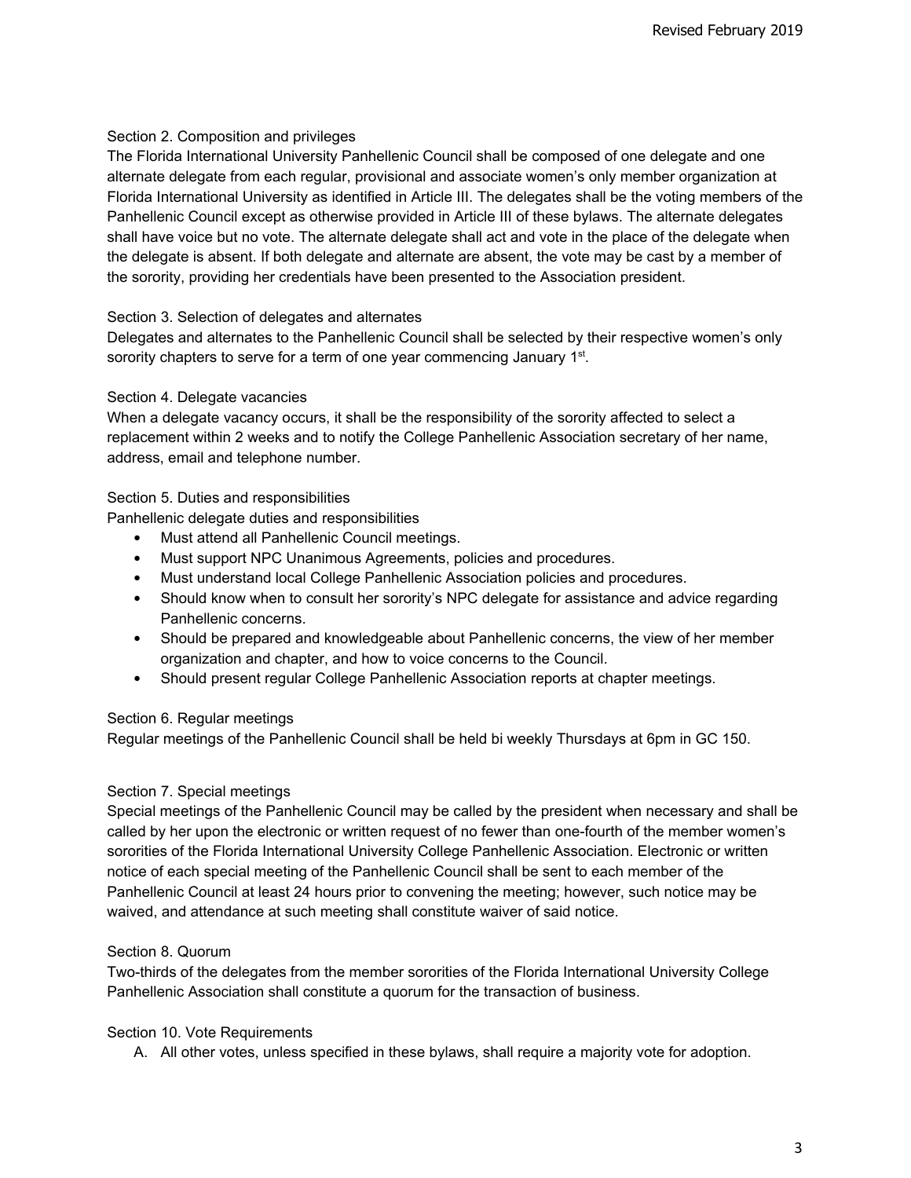Section 2. Composition and privileges

The Florida International University Panhellenic Council shall be composed of one delegate and one alternate delegate from each regular, provisional and associate women's only member organization at Florida International University as identified in Article III. The delegates shall be the voting members of the Panhellenic Council except as otherwise provided in Article III of these bylaws. The alternate delegates shall have voice but no vote. The alternate delegate shall act and vote in the place of the delegate when the delegate is absent. If both delegate and alternate are absent, the vote may be cast by a member of the sorority, providing her credentials have been presented to the Association president.

Section 3. Selection of delegates and alternates

Delegates and alternates to the Panhellenic Council shall be selected by their respective women's only sorority chapters to serve for a term of one year commencing January 1st.

Section 4. Delegate vacancies

When a delegate vacancy occurs, it shall be the responsibility of the sorority affected to select a replacement within 2 weeks and to notify the College Panhellenic Association secretary of her name, address, email and telephone number.

Section 5. Duties and responsibilities

Panhellenic delegate duties and responsibilities

- Must attend all Panhellenic Council meetings.
- Must support NPC Unanimous Agreements, policies and procedures.
- Must understand local College Panhellenic Association policies and procedures.
- Should know when to consult her sorority's NPC delegate for assistance and advice regarding Panhellenic concerns.
- Should be prepared and knowledgeable about Panhellenic concerns, the view of her member organization and chapter, and how to voice concerns to the Council.
- Should present regular College Panhellenic Association reports at chapter meetings.

Section 6. Regular meetings

Regular meetings of the Panhellenic Council shall be held bi weekly Thursdays at 6pm in GC 150.

Section 7. Special meetings

Special meetings of the Panhellenic Council may be called by the president when necessary and shall be called by her upon the electronic or written request of no fewer than one-fourth of the member women's sororities of the Florida International University College Panhellenic Association. Electronic or written notice of each special meeting of the Panhellenic Council shall be sent to each member of the Panhellenic Council at least 24 hours prior to convening the meeting; however, such notice may be waived, and attendance at such meeting shall constitute waiver of said notice.

Section 8. Quorum

Two-thirds of the delegates from the member sororities of the Florida International University College Panhellenic Association shall constitute a quorum for the transaction of business.

Section 10. Vote Requirements

A. All other votes, unless specified in these bylaws, shall require a majority vote for adoption.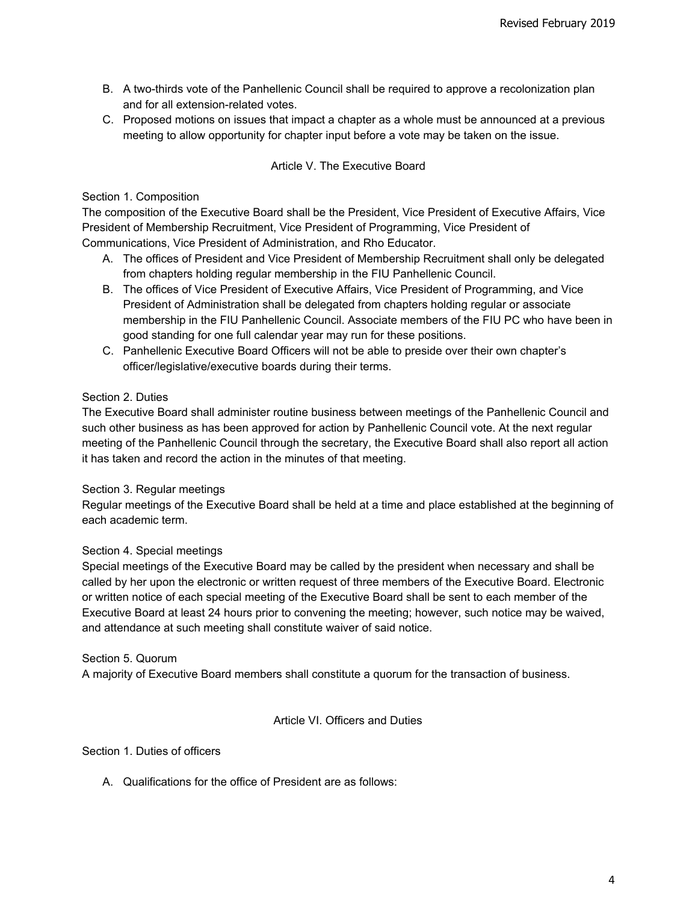B. A two-thirds vote of the Panhellenic Council shall be required to approve a recolonization plan and for all extension-related votes.

C. Proposed motions on issues that impact a chapter as a whole must be announced at a previous meeting to allow opportunity for chapter input before a vote may be taken on the issue.

## Article V. The Executive Board

### Section 1. Composition

The composition of the Executive Board shall be the President, Vice President of Executive Affairs, Vice President of Membership Recruitment, Vice President of Programming, Vice President of Communications, Vice President of Administration, and Rho Educator.

A. The offices of President and Vice President of Membership Recruitment shall only be delegated from chapters holding regular membership in the FIU Panhellenic Council.

B. The offices of Vice President of Executive Affairs, Vice President of Programming, and Vice President of Administration shall be delegated from chapters holding regular or associate membership in the FIU Panhellenic Council. Associate members of the FIU PC who have been in good standing for one full calendar year may run for these positions.

C. Panhellenic Executive Board Officers will not be able to preside over their own chapter's officer/legislative/executive boards during their terms.

### Section 2. Duties

The Executive Board shall administer routine business between meetings of the Panhellenic Council and such other business as has been approved for action by Panhellenic Council vote. At the next regular meeting of the Panhellenic Council through the secretary, the Executive Board shall also report all action it has taken and record the action in the minutes of that meeting.

### Section 3. Regular meetings

Regular meetings of the Executive Board shall be held at a time and place established at the beginning of each academic term.

### Section 4. Special meetings

Special meetings of the Executive Board may be called by the president when necessary and shall be called by her upon the electronic or written request of three members of the Executive Board. Electronic or written notice of each special meeting of the Executive Board shall be sent to each member of the Executive Board at least 24 hours prior to convening the meeting; however, such notice may be waived, and attendance at such meeting shall constitute waiver of said notice.

### Section 5. Quorum

A majority of Executive Board members shall constitute a quorum for the transaction of business.

## Article VI. Officers and Duties

### Section 1. Duties of officers

A. Qualifications for the office of President are as follows: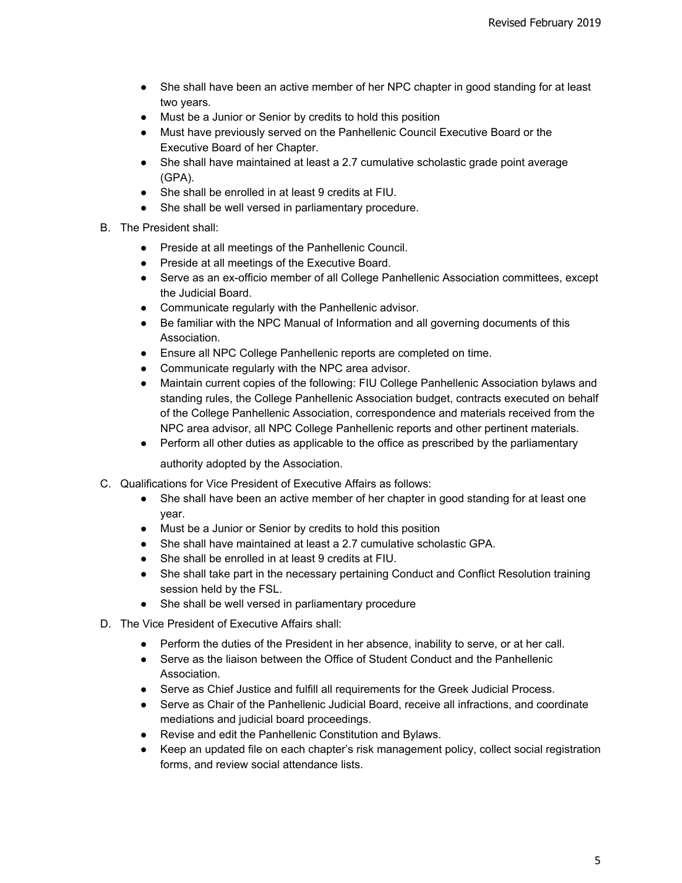- She shall have been an active member of her NPC chapter in good standing for at least two years.
- Must be a Junior or Senior by credits to hold this position
- Must have previously served on the Panhellenic Council Executive Board or the Executive Board of her Chapter.
- She shall have maintained at least a 2.7 cumulative scholastic grade point average (GPA).
- She shall be enrolled in at least 9 credits at FIU.
- She shall be well versed in parliamentary procedure.

B. The President shall:

- Preside at all meetings of the Panhellenic Council.
- Preside at all meetings of the Executive Board.
- Serve as an ex-officio member of all College Panhellenic Association committees, except the Judicial Board.
- Communicate regularly with the Panhellenic advisor.
- Be familiar with the NPC Manual of Information and all governing documents of this Association.
- Ensure all NPC College Panhellenic reports are completed on time.
- Communicate regularly with the NPC area advisor.
- Maintain current copies of the following: FIU College Panhellenic Association bylaws and standing rules, the College Panhellenic Association budget, contracts executed on behalf of the College Panhellenic Association, correspondence and materials received from the NPC area advisor, all NPC College Panhellenic reports and other pertinent materials.
- Perform all other duties as applicable to the office as prescribed by the parliamentary authority adopted by the Association.

C. Qualifications for Vice President of Executive Affairs as follows:

- She shall have been an active member of her chapter in good standing for at least one year.
- Must be a Junior or Senior by credits to hold this position
- She shall have maintained at least a 2.7 cumulative scholastic GPA.
- She shall be enrolled in at least 9 credits at FIU.
- She shall take part in the necessary pertaining Conduct and Conflict Resolution training session held by the FSL.
- She shall be well versed in parliamentary procedure

D. The Vice President of Executive Affairs shall:

- Perform the duties of the President in her absence, inability to serve, or at her call.
- Serve as the liaison between the Office of Student Conduct and the Panhellenic Association.
- Serve as Chief Justice and fulfill all requirements for the Greek Judicial Process.
- Serve as Chair of the Panhellenic Judicial Board, receive all infractions, and coordinate mediations and judicial board proceedings.
- Revise and edit the Panhellenic Constitution and Bylaws.
- Keep an updated file on each chapter's risk management policy, collect social registration forms, and review social attendance lists.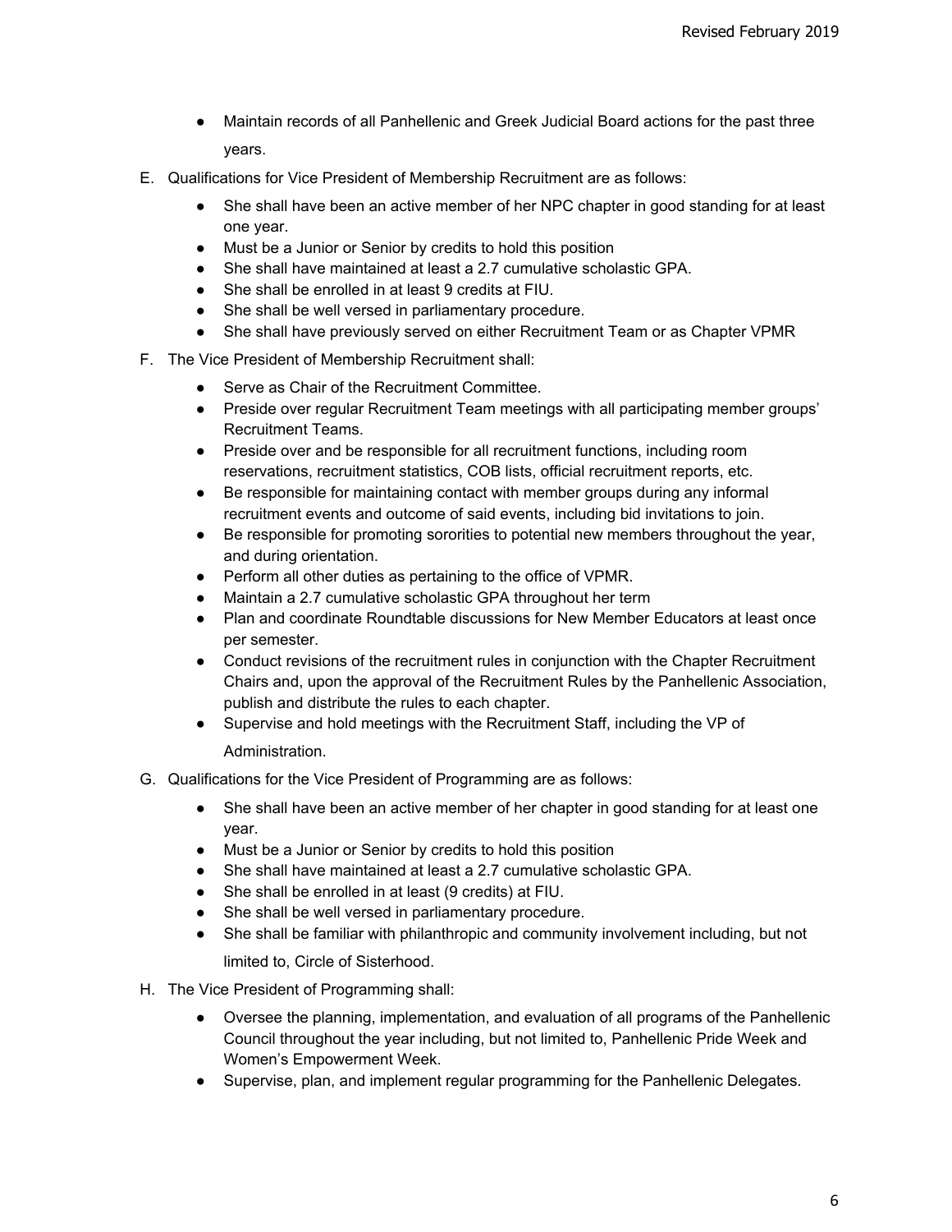- Maintain records of all Panhellenic and Greek Judicial Board actions for the past three years.

E. Qualifications for Vice President of Membership Recruitment are as follows:

  - She shall have been an active member of her NPC chapter in good standing for at least one year.
  - Must be a Junior or Senior by credits to hold this position
  - She shall have maintained at least a 2.7 cumulative scholastic GPA.
  - She shall be enrolled in at least 9 credits at FIU.
  - She shall be well versed in parliamentary procedure.
  - She shall have previously served on either Recruitment Team or as Chapter VPMR

F. The Vice President of Membership Recruitment shall:

  - Serve as Chair of the Recruitment Committee.
  - Preside over regular Recruitment Team meetings with all participating member groups' Recruitment Teams.
  - Preside over and be responsible for all recruitment functions, including room reservations, recruitment statistics, COB lists, official recruitment reports, etc.
  - Be responsible for maintaining contact with member groups during any informal recruitment events and outcome of said events, including bid invitations to join.
  - Be responsible for promoting sororities to potential new members throughout the year, and during orientation.
  - Perform all other duties as pertaining to the office of VPMR.
  - Maintain a 2.7 cumulative scholastic GPA throughout her term
  - Plan and coordinate Roundtable discussions for New Member Educators at least once per semester.
  - Conduct revisions of the recruitment rules in conjunction with the Chapter Recruitment Chairs and, upon the approval of the Recruitment Rules by the Panhellenic Association, publish and distribute the rules to each chapter.
  - Supervise and hold meetings with the Recruitment Staff, including the VP of Administration.

G. Qualifications for the Vice President of Programming are as follows:

  - She shall have been an active member of her chapter in good standing for at least one year.
  - Must be a Junior or Senior by credits to hold this position
  - She shall have maintained at least a 2.7 cumulative scholastic GPA.
  - She shall be enrolled in at least (9 credits) at FIU.
  - She shall be well versed in parliamentary procedure.
  - She shall be familiar with philanthropic and community involvement including, but not limited to, Circle of Sisterhood.

H. The Vice President of Programming shall:

  - Oversee the planning, implementation, and evaluation of all programs of the Panhellenic Council throughout the year including, but not limited to, Panhellenic Pride Week and Women's Empowerment Week.
  - Supervise, plan, and implement regular programming for the Panhellenic Delegates.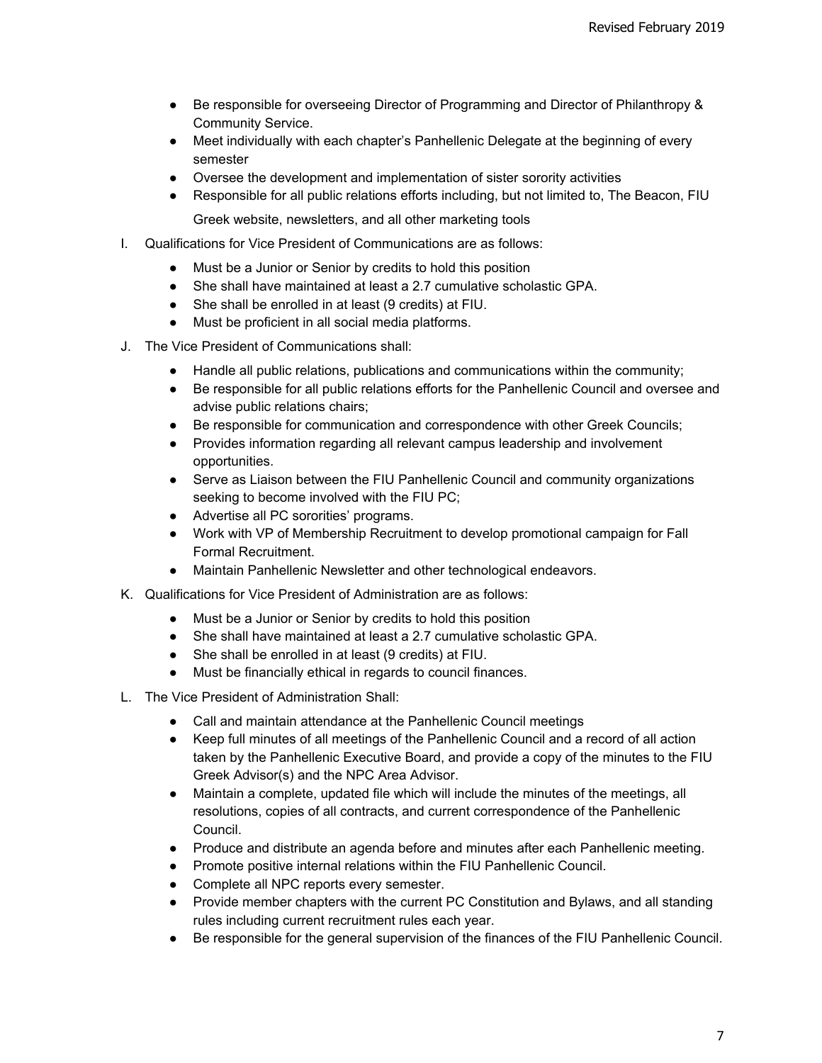- Be responsible for overseeing Director of Programming and Director of Philanthropy & Community Service.
- Meet individually with each chapter's Panhellenic Delegate at the beginning of every semester
- Oversee the development and implementation of sister sorority activities
- Responsible for all public relations efforts including, but not limited to, The Beacon, FIU Greek website, newsletters, and all other marketing tools

I. Qualifications for Vice President of Communications are as follows:

- Must be a Junior or Senior by credits to hold this position
- She shall have maintained at least a 2.7 cumulative scholastic GPA.
- She shall be enrolled in at least (9 credits) at FIU.
- Must be proficient in all social media platforms.

J. The Vice President of Communications shall:

- Handle all public relations, publications and communications within the community;
- Be responsible for all public relations efforts for the Panhellenic Council and oversee and advise public relations chairs;
- Be responsible for communication and correspondence with other Greek Councils;
- Provides information regarding all relevant campus leadership and involvement opportunities.
- Serve as Liaison between the FIU Panhellenic Council and community organizations seeking to become involved with the FIU PC;
- Advertise all PC sororities' programs.
- Work with VP of Membership Recruitment to develop promotional campaign for Fall Formal Recruitment.
- Maintain Panhellenic Newsletter and other technological endeavors.

K. Qualifications for Vice President of Administration are as follows:

- Must be a Junior or Senior by credits to hold this position
- She shall have maintained at least a 2.7 cumulative scholastic GPA.
- She shall be enrolled in at least (9 credits) at FIU.
- Must be financially ethical in regards to council finances.

L. The Vice President of Administration Shall:

- Call and maintain attendance at the Panhellenic Council meetings
- Keep full minutes of all meetings of the Panhellenic Council and a record of all action taken by the Panhellenic Executive Board, and provide a copy of the minutes to the FIU Greek Advisor(s) and the NPC Area Advisor.
- Maintain a complete, updated file which will include the minutes of the meetings, all resolutions, copies of all contracts, and current correspondence of the Panhellenic Council.
- Produce and distribute an agenda before and minutes after each Panhellenic meeting.
- Promote positive internal relations within the FIU Panhellenic Council.
- Complete all NPC reports every semester.
- Provide member chapters with the current PC Constitution and Bylaws, and all standing rules including current recruitment rules each year.
- Be responsible for the general supervision of the finances of the FIU Panhellenic Council.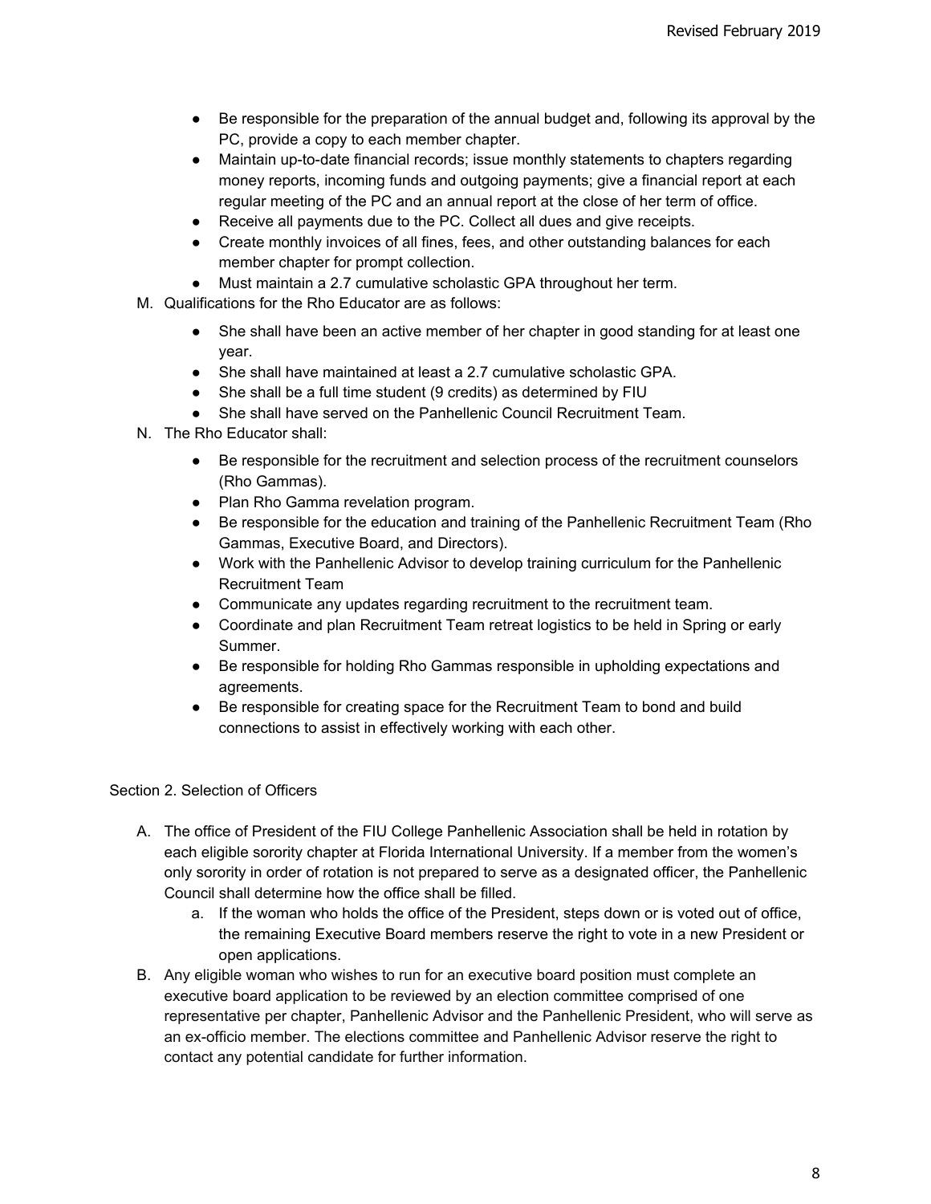- Be responsible for the preparation of the annual budget and, following its approval by the PC, provide a copy to each member chapter.
- Maintain up-to-date financial records; issue monthly statements to chapters regarding money reports, incoming funds and outgoing payments; give a financial report at each regular meeting of the PC and an annual report at the close of her term of office.
- Receive all payments due to the PC. Collect all dues and give receipts.
- Create monthly invoices of all fines, fees, and other outstanding balances for each member chapter for prompt collection.
- Must maintain a 2.7 cumulative scholastic GPA throughout her term.

M. Qualifications for the Rho Educator are as follows:

- She shall have been an active member of her chapter in good standing for at least one year.
- She shall have maintained at least a 2.7 cumulative scholastic GPA.
- She shall be a full time student (9 credits) as determined by FIU
- She shall have served on the Panhellenic Council Recruitment Team.

N. The Rho Educator shall:

- Be responsible for the recruitment and selection process of the recruitment counselors (Rho Gammas).
- Plan Rho Gamma revelation program.
- Be responsible for the education and training of the Panhellenic Recruitment Team (Rho Gammas, Executive Board, and Directors).
- Work with the Panhellenic Advisor to develop training curriculum for the Panhellenic Recruitment Team
- Communicate any updates regarding recruitment to the recruitment team.
- Coordinate and plan Recruitment Team retreat logistics to be held in Spring or early Summer.
- Be responsible for holding Rho Gammas responsible in upholding expectations and agreements.
- Be responsible for creating space for the Recruitment Team to bond and build connections to assist in effectively working with each other.

Section 2. Selection of Officers

A. The office of President of the FIU College Panhellenic Association shall be held in rotation by each eligible sorority chapter at Florida International University. If a member from the women's only sorority in order of rotation is not prepared to serve as a designated officer, the Panhellenic Council shall determine how the office shall be filled.
   a. If the woman who holds the office of the President, steps down or is voted out of office, the remaining Executive Board members reserve the right to vote in a new President or open applications.

B. Any eligible woman who wishes to run for an executive board position must complete an executive board application to be reviewed by an election committee comprised of one representative per chapter, Panhellenic Advisor and the Panhellenic President, who will serve as an ex-officio member. The elections committee and Panhellenic Advisor reserve the right to contact any potential candidate for further information.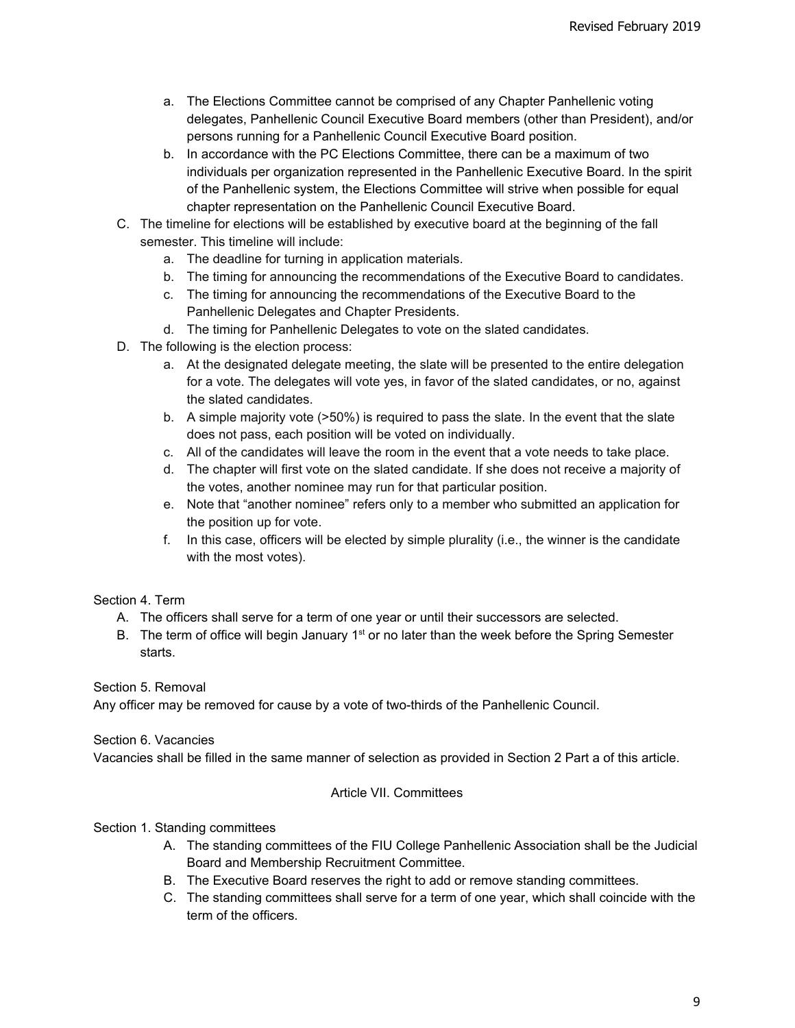a. The Elections Committee cannot be comprised of any Chapter Panhellenic voting delegates, Panhellenic Council Executive Board members (other than President), and/or persons running for a Panhellenic Council Executive Board position.
b. In accordance with the PC Elections Committee, there can be a maximum of two individuals per organization represented in the Panhellenic Executive Board. In the spirit of the Panhellenic system, the Elections Committee will strive when possible for equal chapter representation on the Panhellenic Council Executive Board.

C. The timeline for elections will be established by executive board at the beginning of the fall semester. This timeline will include:
   a. The deadline for turning in application materials.
   b. The timing for announcing the recommendations of the Executive Board to candidates.
   c. The timing for announcing the recommendations of the Executive Board to the Panhellenic Delegates and Chapter Presidents.
   d. The timing for Panhellenic Delegates to vote on the slated candidates.

D. The following is the election process:
   a. At the designated delegate meeting, the slate will be presented to the entire delegation for a vote. The delegates will vote yes, in favor of the slated candidates, or no, against the slated candidates.
   b. A simple majority vote (>50%) is required to pass the slate. In the event that the slate does not pass, each position will be voted on individually.
   c. All of the candidates will leave the room in the event that a vote needs to take place.
   d. The chapter will first vote on the slated candidate. If she does not receive a majority of the votes, another nominee may run for that particular position.
   e. Note that "another nominee" refers only to a member who submitted an application for the position up for vote.
   f. In this case, officers will be elected by simple plurality (i.e., the winner is the candidate with the most votes).

Section 4. Term

A. The officers shall serve for a term of one year or until their successors are selected.
B. The term of office will begin January 1st or no later than the week before the Spring Semester starts.

Section 5. Removal

Any officer may be removed for cause by a vote of two-thirds of the Panhellenic Council.

Section 6. Vacancies

Vacancies shall be filled in the same manner of selection as provided in Section 2 Part a of this article.

## Article VII. Committees

Section 1. Standing committees

A. The standing committees of the FIU College Panhellenic Association shall be the Judicial Board and Membership Recruitment Committee.
B. The Executive Board reserves the right to add or remove standing committees.
C. The standing committees shall serve for a term of one year, which shall coincide with the term of the officers.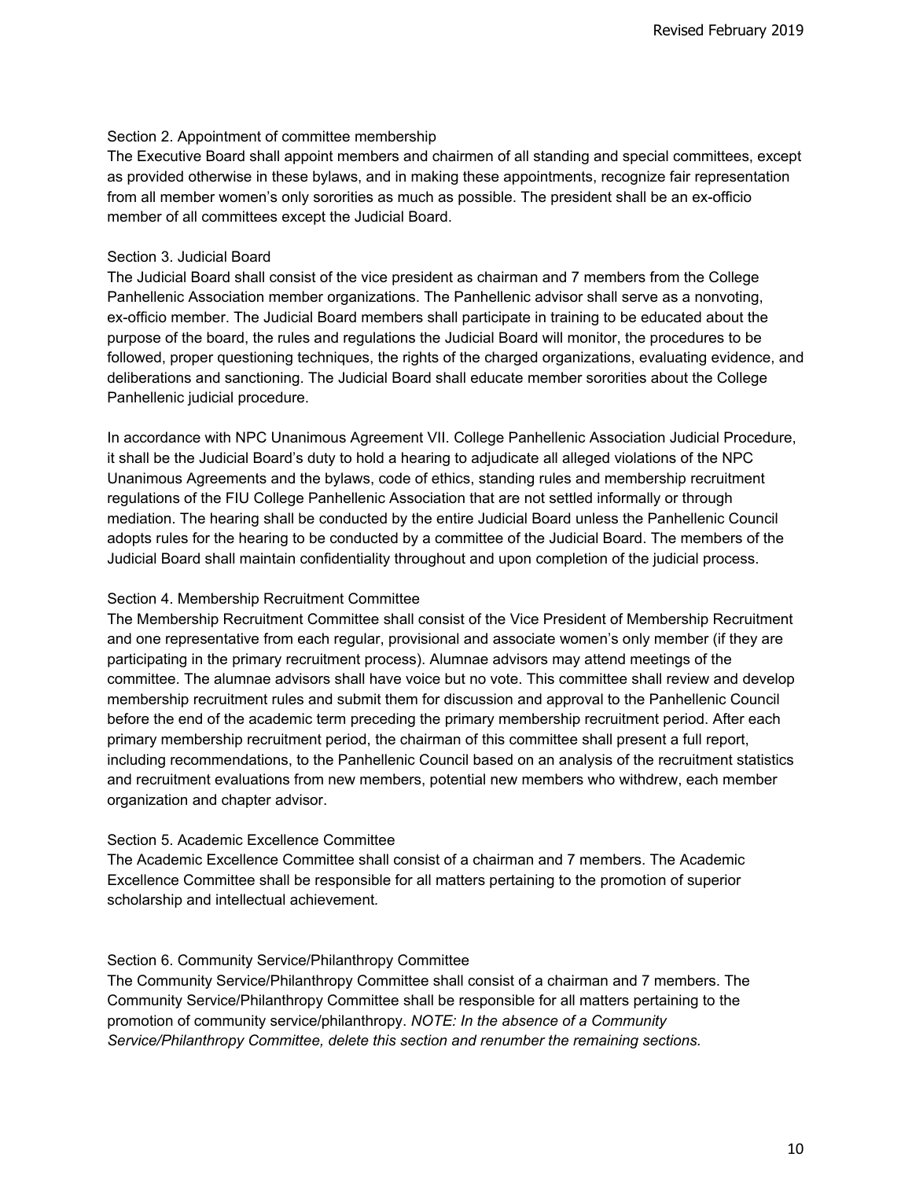### Section 2. Appointment of committee membership

The Executive Board shall appoint members and chairmen of all standing and special committees, except as provided otherwise in these bylaws, and in making these appointments, recognize fair representation from all member women's only sororities as much as possible. The president shall be an ex-officio member of all committees except the Judicial Board.

### Section 3. Judicial Board

The Judicial Board shall consist of the vice president as chairman and 7 members from the College Panhellenic Association member organizations. The Panhellenic advisor shall serve as a nonvoting, ex-officio member. The Judicial Board members shall participate in training to be educated about the purpose of the board, the rules and regulations the Judicial Board will monitor, the procedures to be followed, proper questioning techniques, the rights of the charged organizations, evaluating evidence, and deliberations and sanctioning. The Judicial Board shall educate member sororities about the College Panhellenic judicial procedure.

In accordance with NPC Unanimous Agreement VII. College Panhellenic Association Judicial Procedure, it shall be the Judicial Board's duty to hold a hearing to adjudicate all alleged violations of the NPC Unanimous Agreements and the bylaws, code of ethics, standing rules and membership recruitment regulations of the FIU College Panhellenic Association that are not settled informally or through mediation. The hearing shall be conducted by the entire Judicial Board unless the Panhellenic Council adopts rules for the hearing to be conducted by a committee of the Judicial Board. The members of the Judicial Board shall maintain confidentiality throughout and upon completion of the judicial process.

### Section 4. Membership Recruitment Committee

The Membership Recruitment Committee shall consist of the Vice President of Membership Recruitment and one representative from each regular, provisional and associate women's only member (if they are participating in the primary recruitment process). Alumnae advisors may attend meetings of the committee. The alumnae advisors shall have voice but no vote. This committee shall review and develop membership recruitment rules and submit them for discussion and approval to the Panhellenic Council before the end of the academic term preceding the primary membership recruitment period. After each primary membership recruitment period, the chairman of this committee shall present a full report, including recommendations, to the Panhellenic Council based on an analysis of the recruitment statistics and recruitment evaluations from new members, potential new members who withdrew, each member organization and chapter advisor.

### Section 5. Academic Excellence Committee

The Academic Excellence Committee shall consist of a chairman and 7 members. The Academic Excellence Committee shall be responsible for all matters pertaining to the promotion of superior scholarship and intellectual achievement.

### Section 6. Community Service/Philanthropy Committee

The Community Service/Philanthropy Committee shall consist of a chairman and 7 members. The Community Service/Philanthropy Committee shall be responsible for all matters pertaining to the promotion of community service/philanthropy. *NOTE: In the absence of a Community Service/Philanthropy Committee, delete this section and renumber the remaining sections.*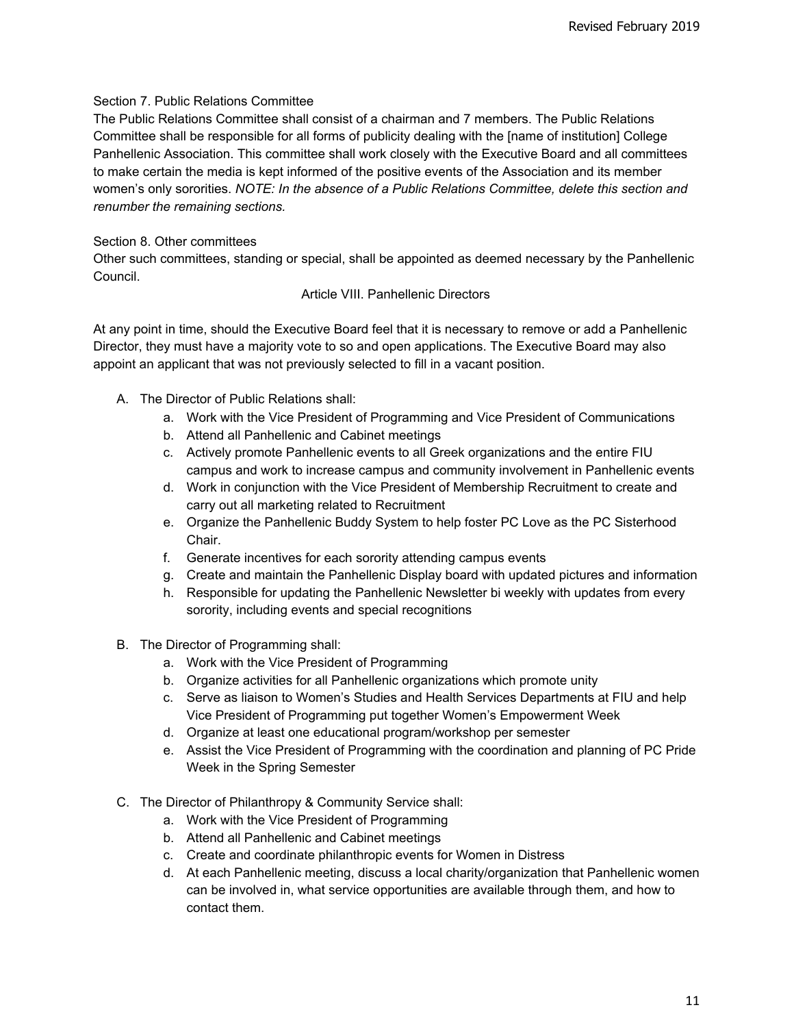Section 7. Public Relations Committee

The Public Relations Committee shall consist of a chairman and 7 members. The Public Relations Committee shall be responsible for all forms of publicity dealing with the [name of institution] College Panhellenic Association. This committee shall work closely with the Executive Board and all committees to make certain the media is kept informed of the positive events of the Association and its member women's only sororities. *NOTE: In the absence of a Public Relations Committee, delete this section and renumber the remaining sections.*

Section 8. Other committees

Other such committees, standing or special, shall be appointed as deemed necessary by the Panhellenic Council.

## Article VIII. Panhellenic Directors

At any point in time, should the Executive Board feel that it is necessary to remove or add a Panhellenic Director, they must have a majority vote to so and open applications. The Executive Board may also appoint an applicant that was not previously selected to fill in a vacant position.

A. The Director of Public Relations shall:
   a. Work with the Vice President of Programming and Vice President of Communications
   b. Attend all Panhellenic and Cabinet meetings
   c. Actively promote Panhellenic events to all Greek organizations and the entire FIU campus and work to increase campus and community involvement in Panhellenic events
   d. Work in conjunction with the Vice President of Membership Recruitment to create and carry out all marketing related to Recruitment
   e. Organize the Panhellenic Buddy System to help foster PC Love as the PC Sisterhood Chair.
   f. Generate incentives for each sorority attending campus events
   g. Create and maintain the Panhellenic Display board with updated pictures and information
   h. Responsible for updating the Panhellenic Newsletter bi weekly with updates from every sorority, including events and special recognitions

B. The Director of Programming shall:
   a. Work with the Vice President of Programming
   b. Organize activities for all Panhellenic organizations which promote unity
   c. Serve as liaison to Women's Studies and Health Services Departments at FIU and help Vice President of Programming put together Women's Empowerment Week
   d. Organize at least one educational program/workshop per semester
   e. Assist the Vice President of Programming with the coordination and planning of PC Pride Week in the Spring Semester

C. The Director of Philanthropy & Community Service shall:
   a. Work with the Vice President of Programming
   b. Attend all Panhellenic and Cabinet meetings
   c. Create and coordinate philanthropic events for Women in Distress
   d. At each Panhellenic meeting, discuss a local charity/organization that Panhellenic women can be involved in, what service opportunities are available through them, and how to contact them.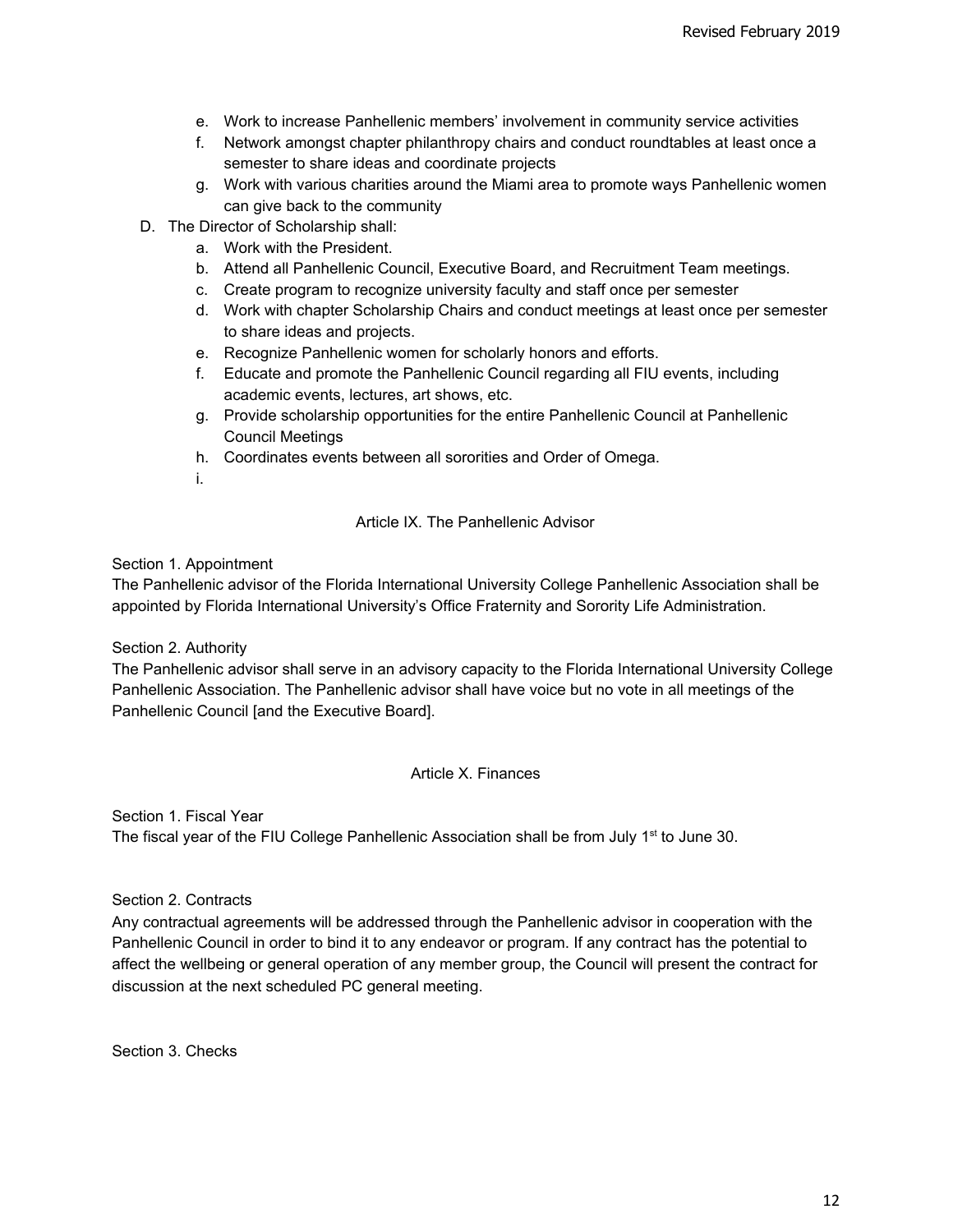- e. Work to increase Panhellenic members' involvement in community service activities
   - f. Network amongst chapter philanthropy chairs and conduct roundtables at least once a semester to share ideas and coordinate projects
   - g. Work with various charities around the Miami area to promote ways Panhellenic women can give back to the community

D. The Director of Scholarship shall:
   - a. Work with the President.
   - b. Attend all Panhellenic Council, Executive Board, and Recruitment Team meetings.
   - c. Create program to recognize university faculty and staff once per semester
   - d. Work with chapter Scholarship Chairs and conduct meetings at least once per semester to share ideas and projects.
   - e. Recognize Panhellenic women for scholarly honors and efforts.
   - f. Educate and promote the Panhellenic Council regarding all FIU events, including academic events, lectures, art shows, etc.
   - g. Provide scholarship opportunities for the entire Panhellenic Council at Panhellenic Council Meetings
   - h. Coordinates events between all sororities and Order of Omega.
   - i.

## Article IX. The Panhellenic Advisor

Section 1. Appointment

The Panhellenic advisor of the Florida International University College Panhellenic Association shall be appointed by Florida International University's Office Fraternity and Sorority Life Administration.

Section 2. Authority

The Panhellenic advisor shall serve in an advisory capacity to the Florida International University College Panhellenic Association. The Panhellenic advisor shall have voice but no vote in all meetings of the Panhellenic Council [and the Executive Board].

## Article X. Finances

Section 1. Fiscal Year

The fiscal year of the FIU College Panhellenic Association shall be from July 1st to June 30.

Section 2. Contracts

Any contractual agreements will be addressed through the Panhellenic advisor in cooperation with the Panhellenic Council in order to bind it to any endeavor or program. If any contract has the potential to affect the wellbeing or general operation of any member group, the Council will present the contract for discussion at the next scheduled PC general meeting.

Section 3. Checks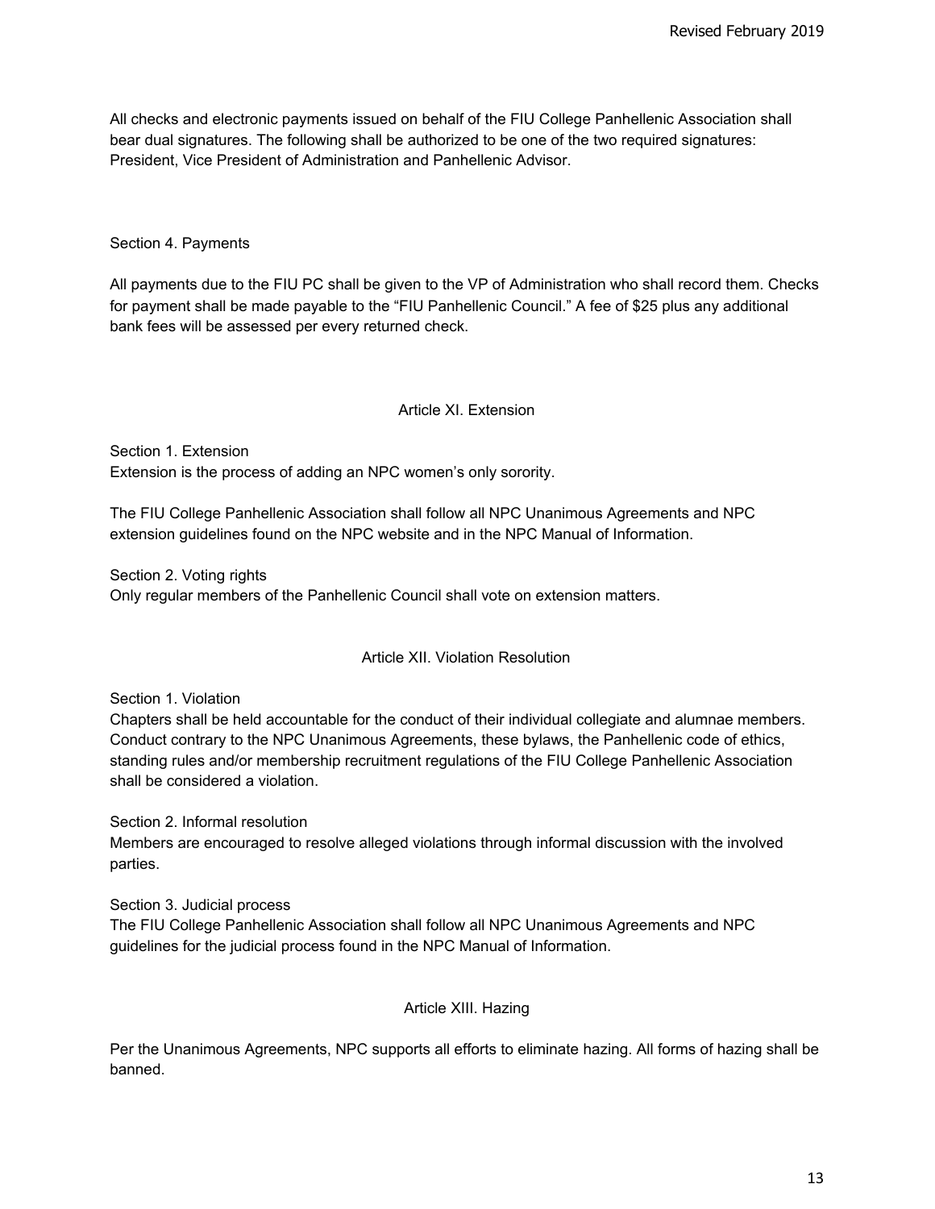All checks and electronic payments issued on behalf of the FIU College Panhellenic Association shall bear dual signatures. The following shall be authorized to be one of the two required signatures: President, Vice President of Administration and Panhellenic Advisor.

Section 4. Payments

All payments due to the FIU PC shall be given to the VP of Administration who shall record them. Checks for payment shall be made payable to the "FIU Panhellenic Council." A fee of $25 plus any additional bank fees will be assessed per every returned check.

## Article XI. Extension

Section 1. Extension
Extension is the process of adding an NPC women's only sorority.

The FIU College Panhellenic Association shall follow all NPC Unanimous Agreements and NPC extension guidelines found on the NPC website and in the NPC Manual of Information.

Section 2. Voting rights
Only regular members of the Panhellenic Council shall vote on extension matters.

## Article XII. Violation Resolution

Section 1. Violation
Chapters shall be held accountable for the conduct of their individual collegiate and alumnae members. Conduct contrary to the NPC Unanimous Agreements, these bylaws, the Panhellenic code of ethics, standing rules and/or membership recruitment regulations of the FIU College Panhellenic Association shall be considered a violation.

Section 2. Informal resolution
Members are encouraged to resolve alleged violations through informal discussion with the involved parties.

Section 3. Judicial process
The FIU College Panhellenic Association shall follow all NPC Unanimous Agreements and NPC guidelines for the judicial process found in the NPC Manual of Information.

## Article XIII. Hazing

Per the Unanimous Agreements, NPC supports all efforts to eliminate hazing. All forms of hazing shall be banned.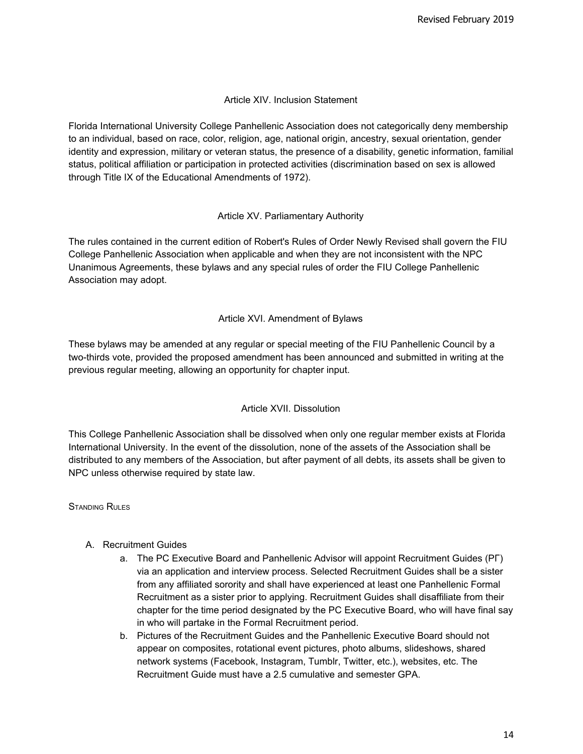## Article XIV. Inclusion Statement

Florida International University College Panhellenic Association does not categorically deny membership to an individual, based on race, color, religion, age, national origin, ancestry, sexual orientation, gender identity and expression, military or veteran status, the presence of a disability, genetic information, familial status, political affiliation or participation in protected activities (discrimination based on sex is allowed through Title IX of the Educational Amendments of 1972).

## Article XV. Parliamentary Authority

The rules contained in the current edition of Robert's Rules of Order Newly Revised shall govern the FIU College Panhellenic Association when applicable and when they are not inconsistent with the NPC Unanimous Agreements, these bylaws and any special rules of order the FIU College Panhellenic Association may adopt.

## Article XVI. Amendment of Bylaws

These bylaws may be amended at any regular or special meeting of the FIU Panhellenic Council by a two-thirds vote, provided the proposed amendment has been announced and submitted in writing at the previous regular meeting, allowing an opportunity for chapter input.

## Article XVII. Dissolution

This College Panhellenic Association shall be dissolved when only one regular member exists at Florida International University. In the event of the dissolution, none of the assets of the Association shall be distributed to any members of the Association, but after payment of all debts, its assets shall be given to NPC unless otherwise required by state law.

## Standing Rules

A. Recruitment Guides
   a. The PC Executive Board and Panhellenic Advisor will appoint Recruitment Guides (PΓ) via an application and interview process. Selected Recruitment Guides shall be a sister from any affiliated sorority and shall have experienced at least one Panhellenic Formal Recruitment as a sister prior to applying. Recruitment Guides shall disaffiliate from their chapter for the time period designated by the PC Executive Board, who will have final say in who will partake in the Formal Recruitment period.
   b. Pictures of the Recruitment Guides and the Panhellenic Executive Board should not appear on composites, rotational event pictures, photo albums, slideshows, shared network systems (Facebook, Instagram, Tumblr, Twitter, etc.), websites, etc. The Recruitment Guide must have a 2.5 cumulative and semester GPA.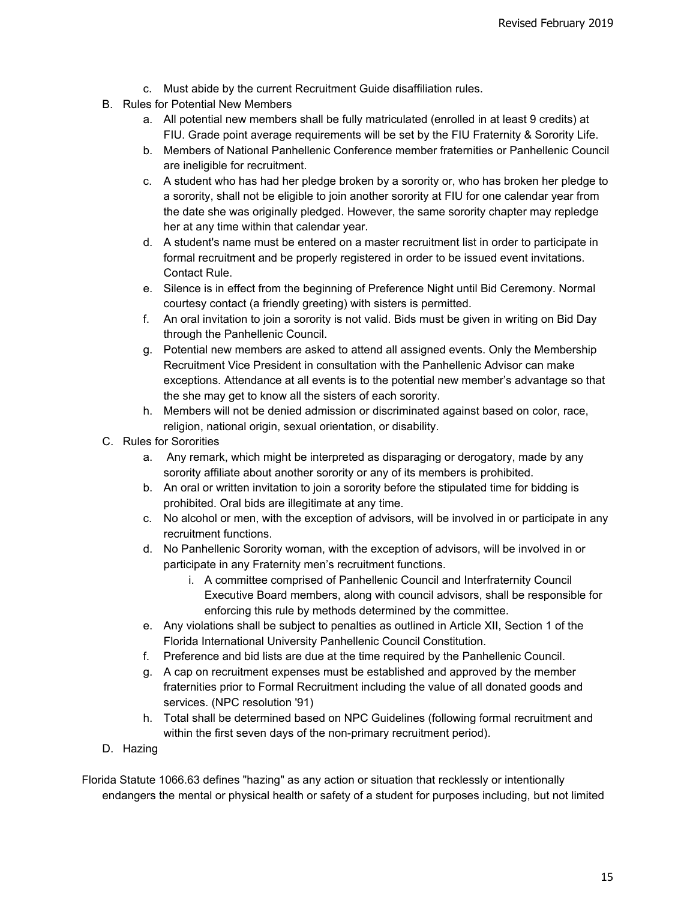c. Must abide by the current Recruitment Guide disaffiliation rules.

B. Rules for Potential New Members

   a. All potential new members shall be fully matriculated (enrolled in at least 9 credits) at FIU. Grade point average requirements will be set by the FIU Fraternity & Sorority Life.
   b. Members of National Panhellenic Conference member fraternities or Panhellenic Council are ineligible for recruitment.
   c. A student who has had her pledge broken by a sorority or, who has broken her pledge to a sorority, shall not be eligible to join another sorority at FIU for one calendar year from the date she was originally pledged. However, the same sorority chapter may repledge her at any time within that calendar year.
   d. A student's name must be entered on a master recruitment list in order to participate in formal recruitment and be properly registered in order to be issued event invitations. Contact Rule.
   e. Silence is in effect from the beginning of Preference Night until Bid Ceremony. Normal courtesy contact (a friendly greeting) with sisters is permitted.
   f. An oral invitation to join a sorority is not valid. Bids must be given in writing on Bid Day through the Panhellenic Council.
   g. Potential new members are asked to attend all assigned events. Only the Membership Recruitment Vice President in consultation with the Panhellenic Advisor can make exceptions. Attendance at all events is to the potential new member's advantage so that the she may get to know all the sisters of each sorority.
   h. Members will not be denied admission or discriminated against based on color, race, religion, national origin, sexual orientation, or disability.

C. Rules for Sororities

   a. Any remark, which might be interpreted as disparaging or derogatory, made by any sorority affiliate about another sorority or any of its members is prohibited.
   b. An oral or written invitation to join a sorority before the stipulated time for bidding is prohibited. Oral bids are illegitimate at any time.
   c. No alcohol or men, with the exception of advisors, will be involved in or participate in any recruitment functions.
   d. No Panhellenic Sorority woman, with the exception of advisors, will be involved in or participate in any Fraternity men's recruitment functions.
      i. A committee comprised of Panhellenic Council and Interfraternity Council Executive Board members, along with council advisors, shall be responsible for enforcing this rule by methods determined by the committee.
   e. Any violations shall be subject to penalties as outlined in Article XII, Section 1 of the Florida International University Panhellenic Council Constitution.
   f. Preference and bid lists are due at the time required by the Panhellenic Council.
   g. A cap on recruitment expenses must be established and approved by the member fraternities prior to Formal Recruitment including the value of all donated goods and services. (NPC resolution '91)
   h. Total shall be determined based on NPC Guidelines (following formal recruitment and within the first seven days of the non-primary recruitment period).

D. Hazing

Florida Statute 1066.63 defines "hazing" as any action or situation that recklessly or intentionally endangers the mental or physical health or safety of a student for purposes including, but not limited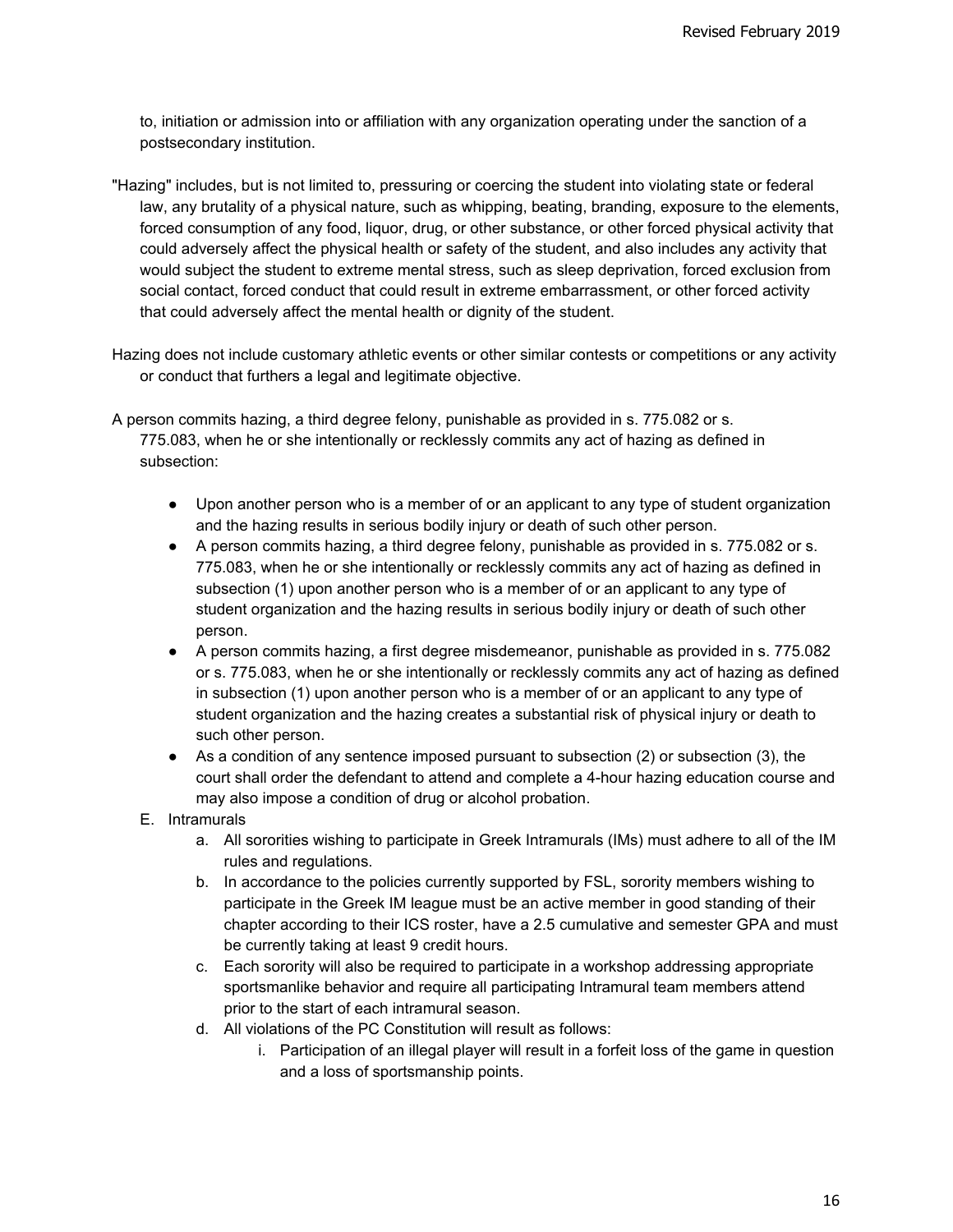to, initiation or admission into or affiliation with any organization operating under the sanction of a postsecondary institution.

"Hazing" includes, but is not limited to, pressuring or coercing the student into violating state or federal law, any brutality of a physical nature, such as whipping, beating, branding, exposure to the elements, forced consumption of any food, liquor, drug, or other substance, or other forced physical activity that could adversely affect the physical health or safety of the student, and also includes any activity that would subject the student to extreme mental stress, such as sleep deprivation, forced exclusion from social contact, forced conduct that could result in extreme embarrassment, or other forced activity that could adversely affect the mental health or dignity of the student.

Hazing does not include customary athletic events or other similar contests or competitions or any activity or conduct that furthers a legal and legitimate objective.

A person commits hazing, a third degree felony, punishable as provided in s. 775.082 or s. 775.083, when he or she intentionally or recklessly commits any act of hazing as defined in subsection:

- Upon another person who is a member of or an applicant to any type of student organization and the hazing results in serious bodily injury or death of such other person.
- A person commits hazing, a third degree felony, punishable as provided in s. 775.082 or s. 775.083, when he or she intentionally or recklessly commits any act of hazing as defined in subsection (1) upon another person who is a member of or an applicant to any type of student organization and the hazing results in serious bodily injury or death of such other person.
- A person commits hazing, a first degree misdemeanor, punishable as provided in s. 775.082 or s. 775.083, when he or she intentionally or recklessly commits any act of hazing as defined in subsection (1) upon another person who is a member of or an applicant to any type of student organization and the hazing creates a substantial risk of physical injury or death to such other person.
- As a condition of any sentence imposed pursuant to subsection (2) or subsection (3), the court shall order the defendant to attend and complete a 4-hour hazing education course and may also impose a condition of drug or alcohol probation.

E. Intramurals
   a. All sororities wishing to participate in Greek Intramurals (IMs) must adhere to all of the IM rules and regulations.
   b. In accordance to the policies currently supported by FSL, sorority members wishing to participate in the Greek IM league must be an active member in good standing of their chapter according to their ICS roster, have a 2.5 cumulative and semester GPA and must be currently taking at least 9 credit hours.
   c. Each sorority will also be required to participate in a workshop addressing appropriate sportsmanlike behavior and require all participating Intramural team members attend prior to the start of each intramural season.
   d. All violations of the PC Constitution will result as follows:
      i. Participation of an illegal player will result in a forfeit loss of the game in question and a loss of sportsmanship points.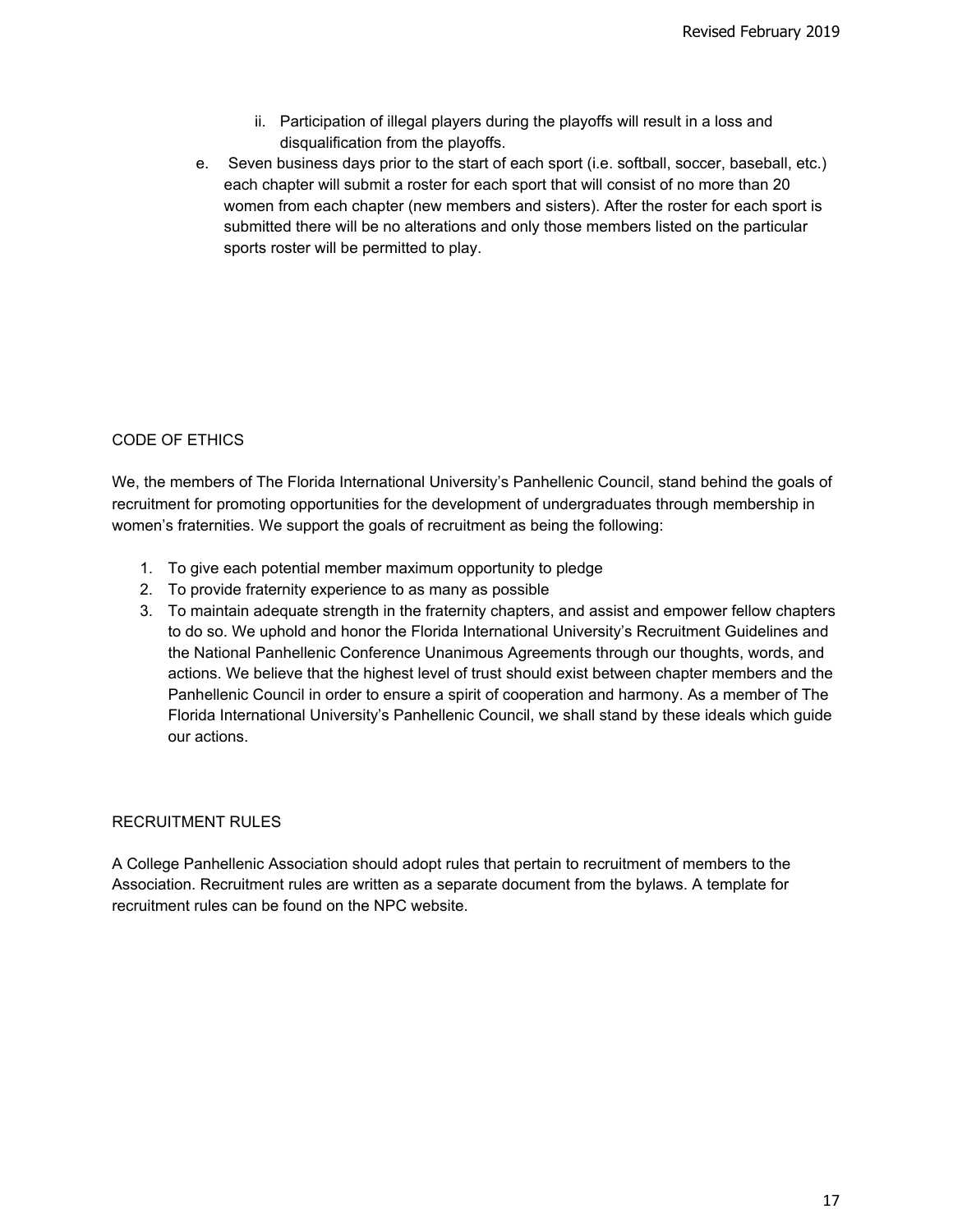- ii. Participation of illegal players during the playoffs will result in a loss and disqualification from the playoffs.

e. Seven business days prior to the start of each sport (i.e. softball, soccer, baseball, etc.) each chapter will submit a roster for each sport that will consist of no more than 20 women from each chapter (new members and sisters). After the roster for each sport is submitted there will be no alterations and only those members listed on the particular sports roster will be permitted to play.

## CODE OF ETHICS

We, the members of The Florida International University's Panhellenic Council, stand behind the goals of recruitment for promoting opportunities for the development of undergraduates through membership in women's fraternities. We support the goals of recruitment as being the following:

1. To give each potential member maximum opportunity to pledge
2. To provide fraternity experience to as many as possible
3. To maintain adequate strength in the fraternity chapters, and assist and empower fellow chapters to do so. We uphold and honor the Florida International University's Recruitment Guidelines and the National Panhellenic Conference Unanimous Agreements through our thoughts, words, and actions. We believe that the highest level of trust should exist between chapter members and the Panhellenic Council in order to ensure a spirit of cooperation and harmony. As a member of The Florida International University's Panhellenic Council, we shall stand by these ideals which guide our actions.

## RECRUITMENT RULES

A College Panhellenic Association should adopt rules that pertain to recruitment of members to the Association. Recruitment rules are written as a separate document from the bylaws. A template for recruitment rules can be found on the NPC website.